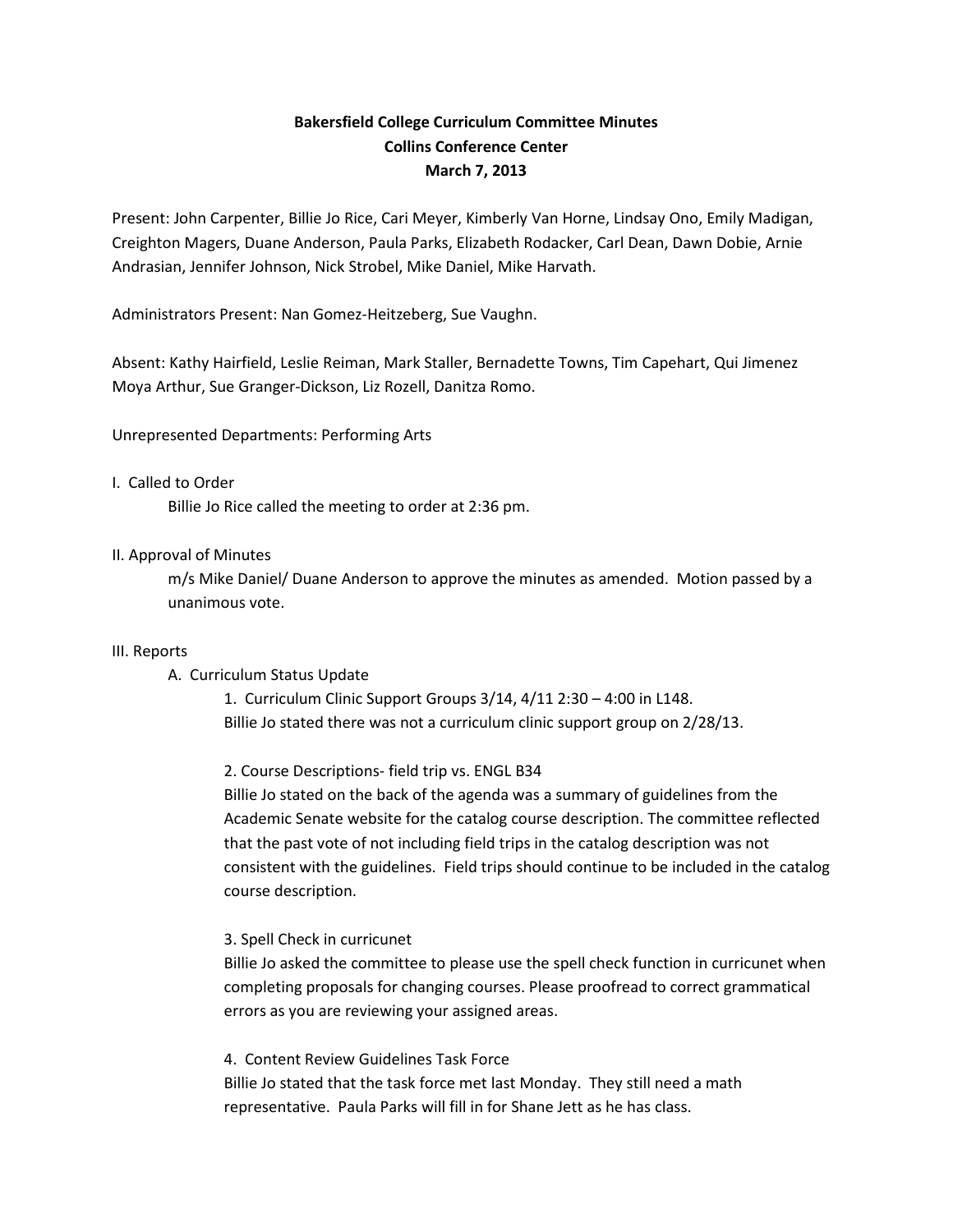**Bakersfield College Curriculum Committee Minutes**
**Collins Conference Center**
**March 7, 2013**

Present: John Carpenter, Billie Jo Rice, Cari Meyer, Kimberly Van Horne, Lindsay Ono, Emily Madigan, Creighton Magers, Duane Anderson, Paula Parks, Elizabeth Rodacker, Carl Dean, Dawn Dobie, Arnie Andrasian, Jennifer Johnson, Nick Strobel, Mike Daniel, Mike Harvath.

Administrators Present: Nan Gomez-Heitzeberg, Sue Vaughn.

Absent: Kathy Hairfield, Leslie Reiman, Mark Staller, Bernadette Towns, Tim Capehart, Qui Jimenez Moya Arthur, Sue Granger-Dickson, Liz Rozell, Danitza Romo.

Unrepresented Departments: Performing Arts

I. Called to Order

Billie Jo Rice called the meeting to order at 2:36 pm.

II. Approval of Minutes

m/s Mike Daniel/ Duane Anderson to approve the minutes as amended. Motion passed by a unanimous vote.

III. Reports

A. Curriculum Status Update

1. Curriculum Clinic Support Groups 3/14, 4/11 2:30 – 4:00 in L148.
Billie Jo stated there was not a curriculum clinic support group on 2/28/13.

2. Course Descriptions- field trip vs. ENGL B34
Billie Jo stated on the back of the agenda was a summary of guidelines from the Academic Senate website for the catalog course description. The committee reflected that the past vote of not including field trips in the catalog description was not consistent with the guidelines. Field trips should continue to be included in the catalog course description.

3. Spell Check in curricunet
Billie Jo asked the committee to please use the spell check function in curricunet when completing proposals for changing courses. Please proofread to correct grammatical errors as you are reviewing your assigned areas.

4. Content Review Guidelines Task Force
Billie Jo stated that the task force met last Monday. They still need a math representative. Paula Parks will fill in for Shane Jett as he has class.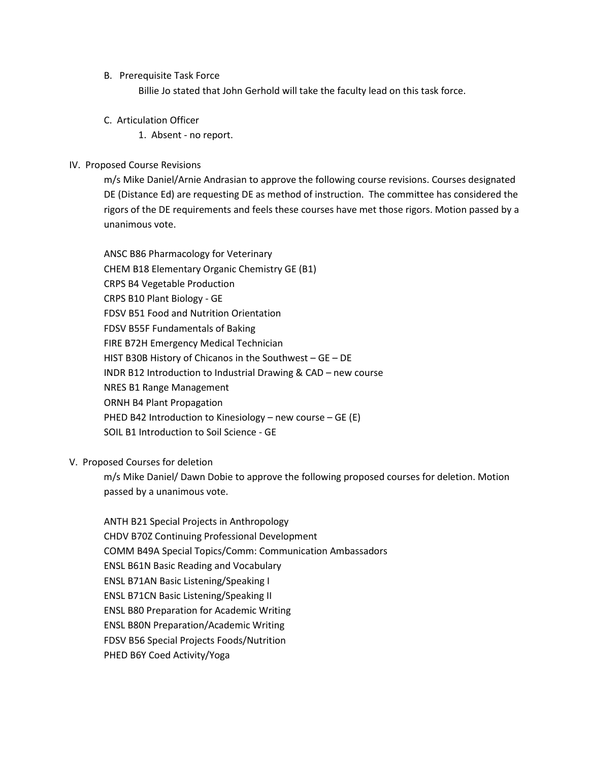B. Prerequisite Task Force

Billie Jo stated that John Gerhold will take the faculty lead on this task force.

C. Articulation Officer

1. Absent - no report.

IV. Proposed Course Revisions

m/s Mike Daniel/Arnie Andrasian to approve the following course revisions. Courses designated DE (Distance Ed) are requesting DE as method of instruction. The committee has considered the rigors of the DE requirements and feels these courses have met those rigors. Motion passed by a unanimous vote.

ANSC B86 Pharmacology for Veterinary
CHEM B18 Elementary Organic Chemistry GE (B1)
CRPS B4 Vegetable Production
CRPS B10 Plant Biology - GE
FDSV B51 Food and Nutrition Orientation
FDSV B55F Fundamentals of Baking
FIRE B72H Emergency Medical Technician
HIST B30B History of Chicanos in the Southwest – GE – DE
INDR B12 Introduction to Industrial Drawing & CAD – new course
NRES B1 Range Management
ORNH B4 Plant Propagation
PHED B42 Introduction to Kinesiology – new course – GE (E)
SOIL B1 Introduction to Soil Science - GE

V. Proposed Courses for deletion

m/s Mike Daniel/ Dawn Dobie to approve the following proposed courses for deletion. Motion passed by a unanimous vote.

ANTH B21 Special Projects in Anthropology
CHDV B70Z Continuing Professional Development
COMM B49A Special Topics/Comm: Communication Ambassadors
ENSL B61N Basic Reading and Vocabulary
ENSL B71AN Basic Listening/Speaking I
ENSL B71CN Basic Listening/Speaking II
ENSL B80 Preparation for Academic Writing
ENSL B80N Preparation/Academic Writing
FDSV B56 Special Projects Foods/Nutrition
PHED B6Y Coed Activity/Yoga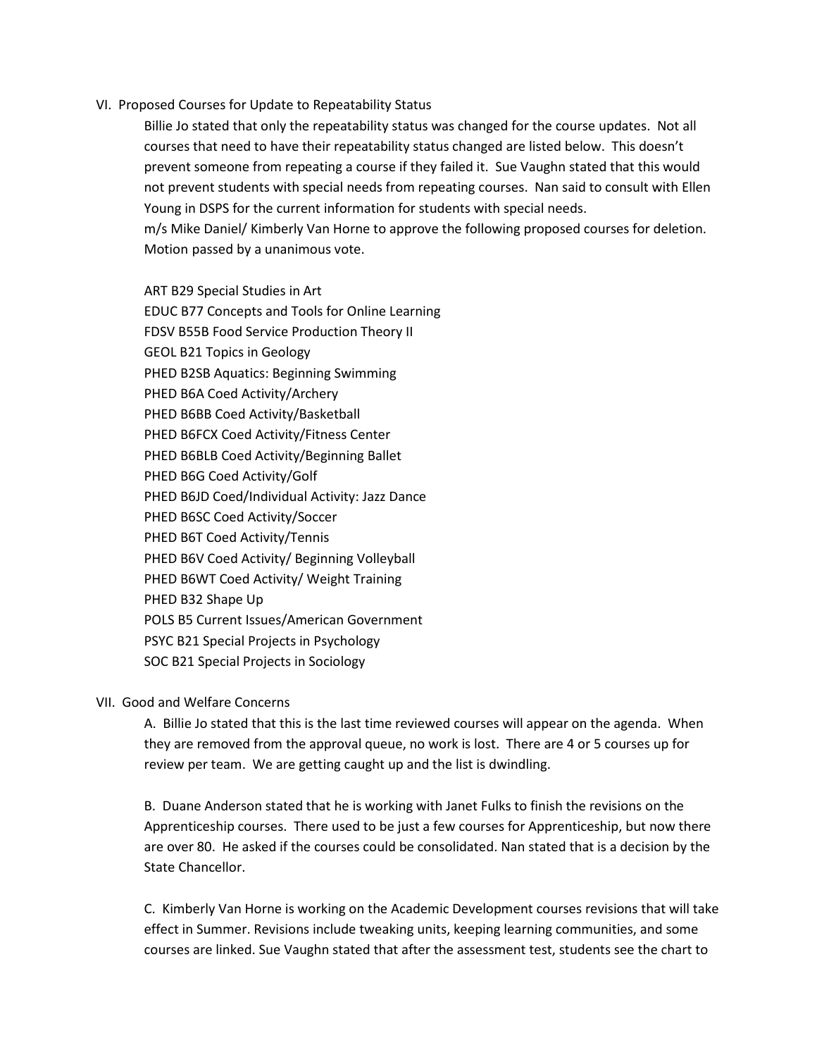VI. Proposed Courses for Update to Repeatability Status

Billie Jo stated that only the repeatability status was changed for the course updates. Not all courses that need to have their repeatability status changed are listed below. This doesn't prevent someone from repeating a course if they failed it. Sue Vaughn stated that this would not prevent students with special needs from repeating courses. Nan said to consult with Ellen Young in DSPS for the current information for students with special needs.
m/s Mike Daniel/ Kimberly Van Horne to approve the following proposed courses for deletion. Motion passed by a unanimous vote.

ART B29 Special Studies in Art
EDUC B77 Concepts and Tools for Online Learning
FDSV B55B Food Service Production Theory II
GEOL B21 Topics in Geology
PHED B2SB Aquatics: Beginning Swimming
PHED B6A Coed Activity/Archery
PHED B6BB Coed Activity/Basketball
PHED B6FCX Coed Activity/Fitness Center
PHED B6BLB Coed Activity/Beginning Ballet
PHED B6G Coed Activity/Golf
PHED B6JD Coed/Individual Activity: Jazz Dance
PHED B6SC Coed Activity/Soccer
PHED B6T Coed Activity/Tennis
PHED B6V Coed Activity/ Beginning Volleyball
PHED B6WT Coed Activity/ Weight Training
PHED B32 Shape Up
POLS B5 Current Issues/American Government
PSYC B21 Special Projects in Psychology
SOC B21 Special Projects in Sociology

VII. Good and Welfare Concerns

A. Billie Jo stated that this is the last time reviewed courses will appear on the agenda. When they are removed from the approval queue, no work is lost. There are 4 or 5 courses up for review per team. We are getting caught up and the list is dwindling.

B. Duane Anderson stated that he is working with Janet Fulks to finish the revisions on the Apprenticeship courses. There used to be just a few courses for Apprenticeship, but now there are over 80. He asked if the courses could be consolidated. Nan stated that is a decision by the State Chancellor.

C. Kimberly Van Horne is working on the Academic Development courses revisions that will take effect in Summer. Revisions include tweaking units, keeping learning communities, and some courses are linked. Sue Vaughn stated that after the assessment test, students see the chart to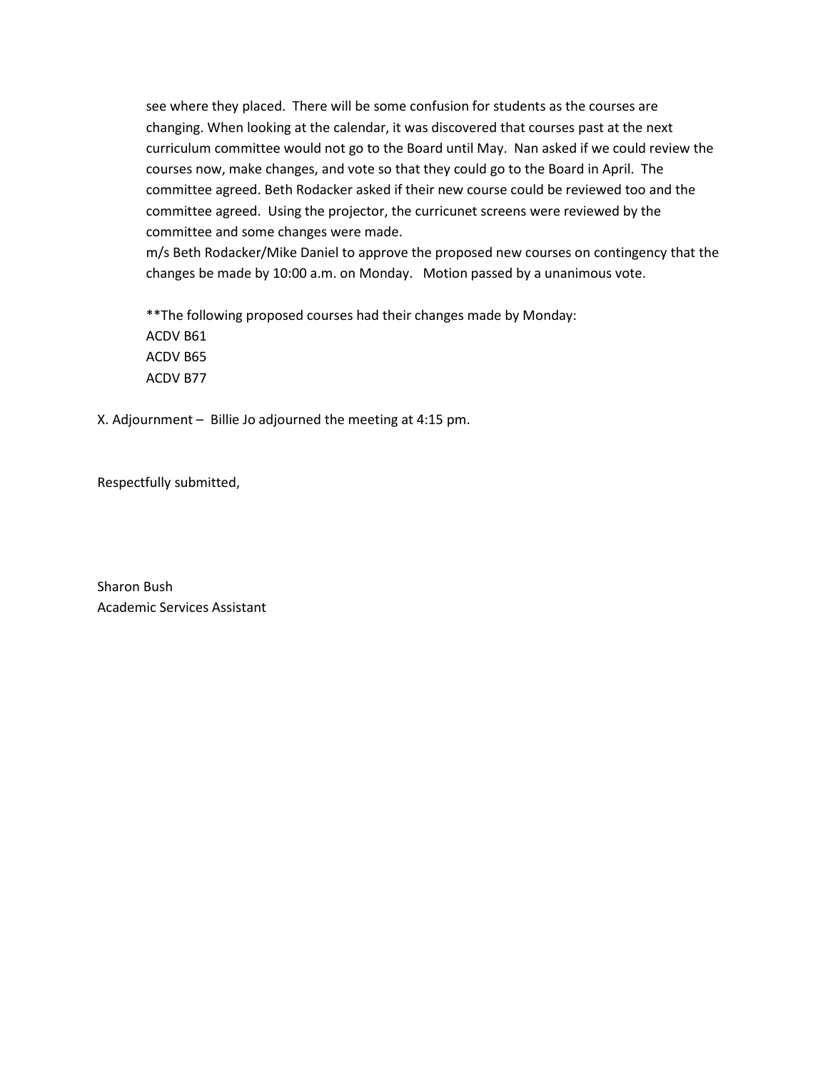see where they placed. There will be some confusion for students as the courses are changing. When looking at the calendar, it was discovered that courses past at the next curriculum committee would not go to the Board until May. Nan asked if we could review the courses now, make changes, and vote so that they could go to the Board in April. The committee agreed. Beth Rodacker asked if their new course could be reviewed too and the committee agreed. Using the projector, the curricunet screens were reviewed by the committee and some changes were made.
m/s Beth Rodacker/Mike Daniel to approve the proposed new courses on contingency that the changes be made by 10:00 a.m. on Monday. Motion passed by a unanimous vote.

**The following proposed courses had their changes made by Monday:
ACDV B61
ACDV B65
ACDV B77

X. Adjournment – Billie Jo adjourned the meeting at 4:15 pm.

Respectfully submitted,

Sharon Bush
Academic Services Assistant